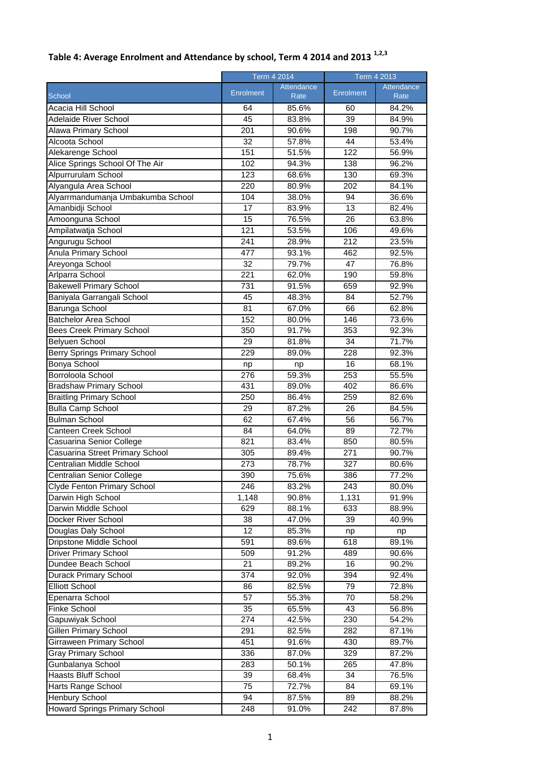## Table 4: Average Enrolment and Attendance by school, Term 4 2014 and 2013 [1,2,3]

| School | Term 4 2014 | | Term 4 2013 | |
|---|---|---|---|---|
| | Enrolment | Attendance Rate | Enrolment | Attendance Rate |
| Acacia Hill School | 64 | 85.6% | 60 | 84.2% |
| Adelaide River School | 45 | 83.8% | 39 | 84.9% |
| Alawa Primary School | 201 | 90.6% | 198 | 90.7% |
| Alcoota School | 32 | 57.8% | 44 | 53.4% |
| Alekarenge School | 151 | 51.5% | 122 | 56.9% |
| Alice Springs School Of The Air | 102 | 94.3% | 138 | 96.2% |
| Alpurrurulam School | 123 | 68.6% | 130 | 69.3% |
| Alyangula Area School | 220 | 80.9% | 202 | 84.1% |
| Alyarrmandumanja Umbakumba School | 104 | 38.0% | 94 | 36.6% |
| Amanbidji School | 17 | 83.9% | 13 | 82.4% |
| Amoonguna School | 15 | 76.5% | 26 | 63.8% |
| Ampilatwatja School | 121 | 53.5% | 106 | 49.6% |
| Angurugu School | 241 | 28.9% | 212 | 23.5% |
| Anula Primary School | 477 | 93.1% | 462 | 92.5% |
| Areyonga School | 32 | 79.7% | 47 | 76.8% |
| Arlparra School | 221 | 62.0% | 190 | 59.8% |
| Bakewell Primary School | 731 | 91.5% | 659 | 92.9% |
| Baniyala Garrangali School | 45 | 48.3% | 84 | 52.7% |
| Barunga School | 81 | 67.0% | 66 | 62.8% |
| Batchelor Area School | 152 | 80.0% | 146 | 73.6% |
| Bees Creek Primary School | 350 | 91.7% | 353 | 92.3% |
| Belyuen School | 29 | 81.8% | 34 | 71.7% |
| Berry Springs Primary School | 229 | 89.0% | 228 | 92.3% |
| Bonya School | np | np | 16 | 68.1% |
| Borroloola School | 276 | 59.3% | 253 | 55.5% |
| Bradshaw Primary School | 431 | 89.0% | 402 | 86.6% |
| Braitling Primary School | 250 | 86.4% | 259 | 82.6% |
| Bulla Camp School | 29 | 87.2% | 26 | 84.5% |
| Bulman School | 62 | 67.4% | 56 | 56.7% |
| Canteen Creek School | 84 | 64.0% | 89 | 72.7% |
| Casuarina Senior College | 821 | 83.4% | 850 | 80.5% |
| Casuarina Street Primary School | 305 | 89.4% | 271 | 90.7% |
| Centralian Middle School | 273 | 78.7% | 327 | 80.6% |
| Centralian Senior College | 390 | 75.6% | 386 | 77.2% |
| Clyde Fenton Primary School | 246 | 83.2% | 243 | 80.0% |
| Darwin High School | 1,148 | 90.8% | 1,131 | 91.9% |
| Darwin Middle School | 629 | 88.1% | 633 | 88.9% |
| Docker River School | 38 | 47.0% | 39 | 40.9% |
| Douglas Daly School | 12 | 85.3% | np | np |
| Dripstone Middle School | 591 | 89.6% | 618 | 89.1% |
| Driver Primary School | 509 | 91.2% | 489 | 90.6% |
| Dundee Beach School | 21 | 89.2% | 16 | 90.2% |
| Durack Primary School | 374 | 92.0% | 394 | 92.4% |
| Elliott School | 86 | 82.5% | 79 | 72.8% |
| Epenarra School | 57 | 55.3% | 70 | 58.2% |
| Finke School | 35 | 65.5% | 43 | 56.8% |
| Gapuwiyak School | 274 | 42.5% | 230 | 54.2% |
| Gillen Primary School | 291 | 82.5% | 282 | 87.1% |
| Girraween Primary School | 451 | 91.6% | 430 | 89.7% |
| Gray Primary School | 336 | 87.0% | 329 | 87.2% |
| Gunbalanya School | 283 | 50.1% | 265 | 47.8% |
| Haasts Bluff School | 39 | 68.4% | 34 | 76.5% |
| Harts Range School | 75 | 72.7% | 84 | 69.1% |
| Henbury School | 94 | 87.5% | 89 | 88.2% |
| Howard Springs Primary School | 248 | 91.0% | 242 | 87.8% |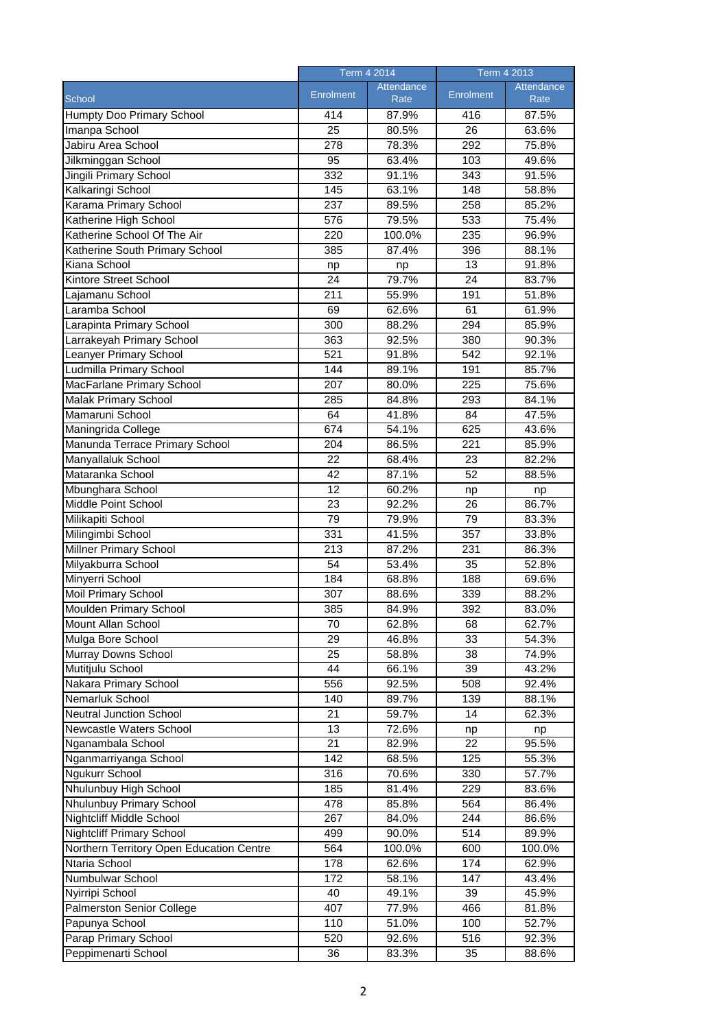| School | Term 4 2014 | | Term 4 2013 | |
|---|---|---|---|---|
| | Enrolment | Attendance Rate | Enrolment | Attendance Rate |
| Humpty Doo Primary School | 414 | 87.9% | 416 | 87.5% |
| Imanpa School | 25 | 80.5% | 26 | 63.6% |
| Jabiru Area School | 278 | 78.3% | 292 | 75.8% |
| Jilkminggan School | 95 | 63.4% | 103 | 49.6% |
| Jingili Primary School | 332 | 91.1% | 343 | 91.5% |
| Kalkaringi School | 145 | 63.1% | 148 | 58.8% |
| Karama Primary School | 237 | 89.5% | 258 | 85.2% |
| Katherine High School | 576 | 79.5% | 533 | 75.4% |
| Katherine School Of The Air | 220 | 100.0% | 235 | 96.9% |
| Katherine South Primary School | 385 | 87.4% | 396 | 88.1% |
| Kiana School | np | np | 13 | 91.8% |
| Kintore Street School | 24 | 79.7% | 24 | 83.7% |
| Lajamanu School | 211 | 55.9% | 191 | 51.8% |
| Laramba School | 69 | 62.6% | 61 | 61.9% |
| Larapinta Primary School | 300 | 88.2% | 294 | 85.9% |
| Larrakeyah Primary School | 363 | 92.5% | 380 | 90.3% |
| Leanyer Primary School | 521 | 91.8% | 542 | 92.1% |
| Ludmilla Primary School | 144 | 89.1% | 191 | 85.7% |
| MacFarlane Primary School | 207 | 80.0% | 225 | 75.6% |
| Malak Primary School | 285 | 84.8% | 293 | 84.1% |
| Mamaruni School | 64 | 41.8% | 84 | 47.5% |
| Maningrida College | 674 | 54.1% | 625 | 43.6% |
| Manunda Terrace Primary School | 204 | 86.5% | 221 | 85.9% |
| Manyallaluk School | 22 | 68.4% | 23 | 82.2% |
| Mataranka School | 42 | 87.1% | 52 | 88.5% |
| Mbunghara School | 12 | 60.2% | np | np |
| Middle Point School | 23 | 92.2% | 26 | 86.7% |
| Milikapiti School | 79 | 79.9% | 79 | 83.3% |
| Milingimbi School | 331 | 41.5% | 357 | 33.8% |
| Millner Primary School | 213 | 87.2% | 231 | 86.3% |
| Milyakburra School | 54 | 53.4% | 35 | 52.8% |
| Minyerri School | 184 | 68.8% | 188 | 69.6% |
| Moil Primary School | 307 | 88.6% | 339 | 88.2% |
| Moulden Primary School | 385 | 84.9% | 392 | 83.0% |
| Mount Allan School | 70 | 62.8% | 68 | 62.7% |
| Mulga Bore School | 29 | 46.8% | 33 | 54.3% |
| Murray Downs School | 25 | 58.8% | 38 | 74.9% |
| Mutitjulu School | 44 | 66.1% | 39 | 43.2% |
| Nakara Primary School | 556 | 92.5% | 508 | 92.4% |
| Nemarluk School | 140 | 89.7% | 139 | 88.1% |
| Neutral Junction School | 21 | 59.7% | 14 | 62.3% |
| Newcastle Waters School | 13 | 72.6% | np | np |
| Nganambala School | 21 | 82.9% | 22 | 95.5% |
| Nganmarriyanga School | 142 | 68.5% | 125 | 55.3% |
| Ngukurr School | 316 | 70.6% | 330 | 57.7% |
| Nhulunbuy High School | 185 | 81.4% | 229 | 83.6% |
| Nhulunbuy Primary School | 478 | 85.8% | 564 | 86.4% |
| Nightcliff Middle School | 267 | 84.0% | 244 | 86.6% |
| Nightcliff Primary School | 499 | 90.0% | 514 | 89.9% |
| Northern Territory Open Education Centre | 564 | 100.0% | 600 | 100.0% |
| Ntaria School | 178 | 62.6% | 174 | 62.9% |
| Numbulwar School | 172 | 58.1% | 147 | 43.4% |
| Nyirripi School | 40 | 49.1% | 39 | 45.9% |
| Palmerston Senior College | 407 | 77.9% | 466 | 81.8% |
| Papunya School | 110 | 51.0% | 100 | 52.7% |
| Parap Primary School | 520 | 92.6% | 516 | 92.3% |
| Peppimenarti School | 36 | 83.3% | 35 | 88.6% |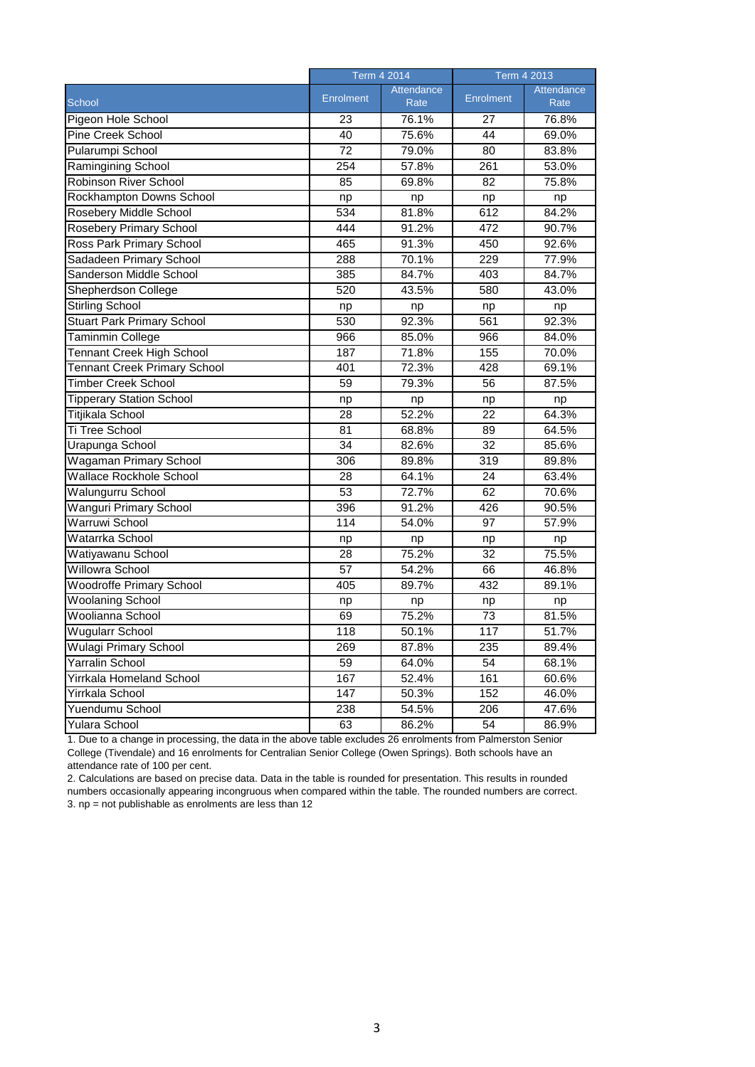| School | Term 4 2014 | | Term 4 2013 | |
|---|---|---|---|---|
| | Enrolment | Attendance Rate | Enrolment | Attendance Rate |
| Pigeon Hole School | 23 | 76.1% | 27 | 76.8% |
| Pine Creek School | 40 | 75.6% | 44 | 69.0% |
| Pularumpi School | 72 | 79.0% | 80 | 83.8% |
| Ramingining School | 254 | 57.8% | 261 | 53.0% |
| Robinson River School | 85 | 69.8% | 82 | 75.8% |
| Rockhampton Downs School | np | np | np | np |
| Rosebery Middle School | 534 | 81.8% | 612 | 84.2% |
| Rosebery Primary School | 444 | 91.2% | 472 | 90.7% |
| Ross Park Primary School | 465 | 91.3% | 450 | 92.6% |
| Sadadeen Primary School | 288 | 70.1% | 229 | 77.9% |
| Sanderson Middle School | 385 | 84.7% | 403 | 84.7% |
| Shepherdson College | 520 | 43.5% | 580 | 43.0% |
| Stirling School | np | np | np | np |
| Stuart Park Primary School | 530 | 92.3% | 561 | 92.3% |
| Taminmin College | 966 | 85.0% | 966 | 84.0% |
| Tennant Creek High School | 187 | 71.8% | 155 | 70.0% |
| Tennant Creek Primary School | 401 | 72.3% | 428 | 69.1% |
| Timber Creek School | 59 | 79.3% | 56 | 87.5% |
| Tipperary Station School | np | np | np | np |
| Titjikala School | 28 | 52.2% | 22 | 64.3% |
| Ti Tree School | 81 | 68.8% | 89 | 64.5% |
| Urapunga School | 34 | 82.6% | 32 | 85.6% |
| Wagaman Primary School | 306 | 89.8% | 319 | 89.8% |
| Wallace Rockhole School | 28 | 64.1% | 24 | 63.4% |
| Walungurru School | 53 | 72.7% | 62 | 70.6% |
| Wanguri Primary School | 396 | 91.2% | 426 | 90.5% |
| Warruwi School | 114 | 54.0% | 97 | 57.9% |
| Watarrka School | np | np | np | np |
| Watiyawanu School | 28 | 75.2% | 32 | 75.5% |
| Willowra School | 57 | 54.2% | 66 | 46.8% |
| Woodroffe Primary School | 405 | 89.7% | 432 | 89.1% |
| Woolaning School | np | np | np | np |
| Woolianna School | 69 | 75.2% | 73 | 81.5% |
| Wugularr School | 118 | 50.1% | 117 | 51.7% |
| Wulagi Primary School | 269 | 87.8% | 235 | 89.4% |
| Yarralin School | 59 | 64.0% | 54 | 68.1% |
| Yirrkala Homeland School | 167 | 52.4% | 161 | 60.6% |
| Yirrkala School | 147 | 50.3% | 152 | 46.0% |
| Yuendumu School | 238 | 54.5% | 206 | 47.6% |
| Yulara School | 63 | 86.2% | 54 | 86.9% |

1. Due to a change in processing, the data in the above table excludes 26 enrolments from Palmerston Senior College (Tivendale) and 16 enrolments for Centralian Senior College (Owen Springs). Both schools have an attendance rate of 100 per cent.

2. Calculations are based on precise data. Data in the table is rounded for presentation. This results in rounded numbers occasionally appearing incongruous when compared within the table. The rounded numbers are correct.

3. np = not publishable as enrolments are less than 12